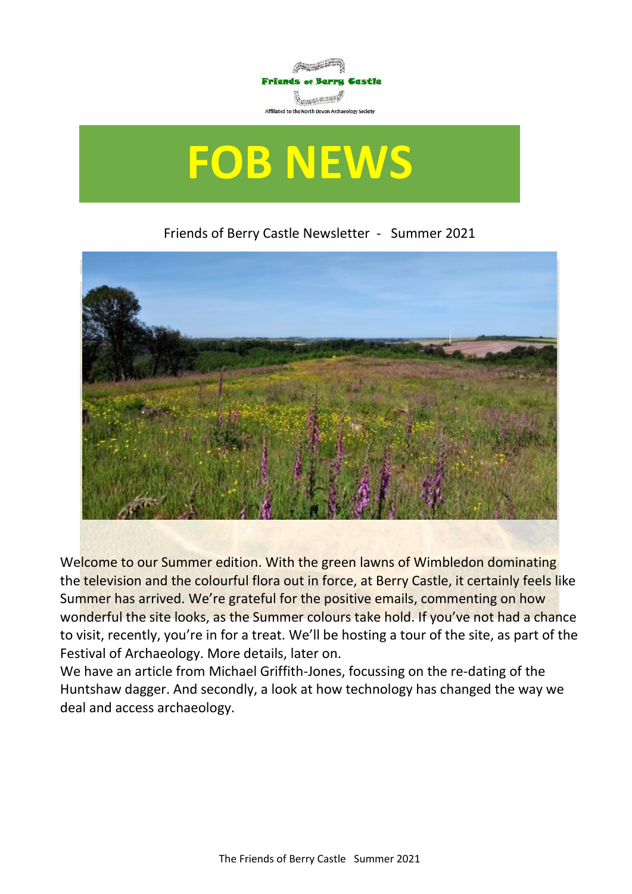Friends of Berry Castle

Affiliated to the North Devon Archaeology Society

# FOB NEWS

Friends of Berry Castle Newsletter - Summer 2021

Welcome to our Summer edition. With the green lawns of Wimbledon dominating the television and the colourful flora out in force, at Berry Castle, it certainly feels like Summer has arrived. We're grateful for the positive emails, commenting on how wonderful the site looks, as the Summer colours take hold. If you've not had a chance to visit, recently, you're in for a treat. We'll be hosting a tour of the site, as part of the Festival of Archaeology. More details, later on.

We have an article from Michael Griffith-Jones, focussing on the re-dating of the Huntshaw dagger. And secondly, a look at how technology has changed the way we deal and access archaeology.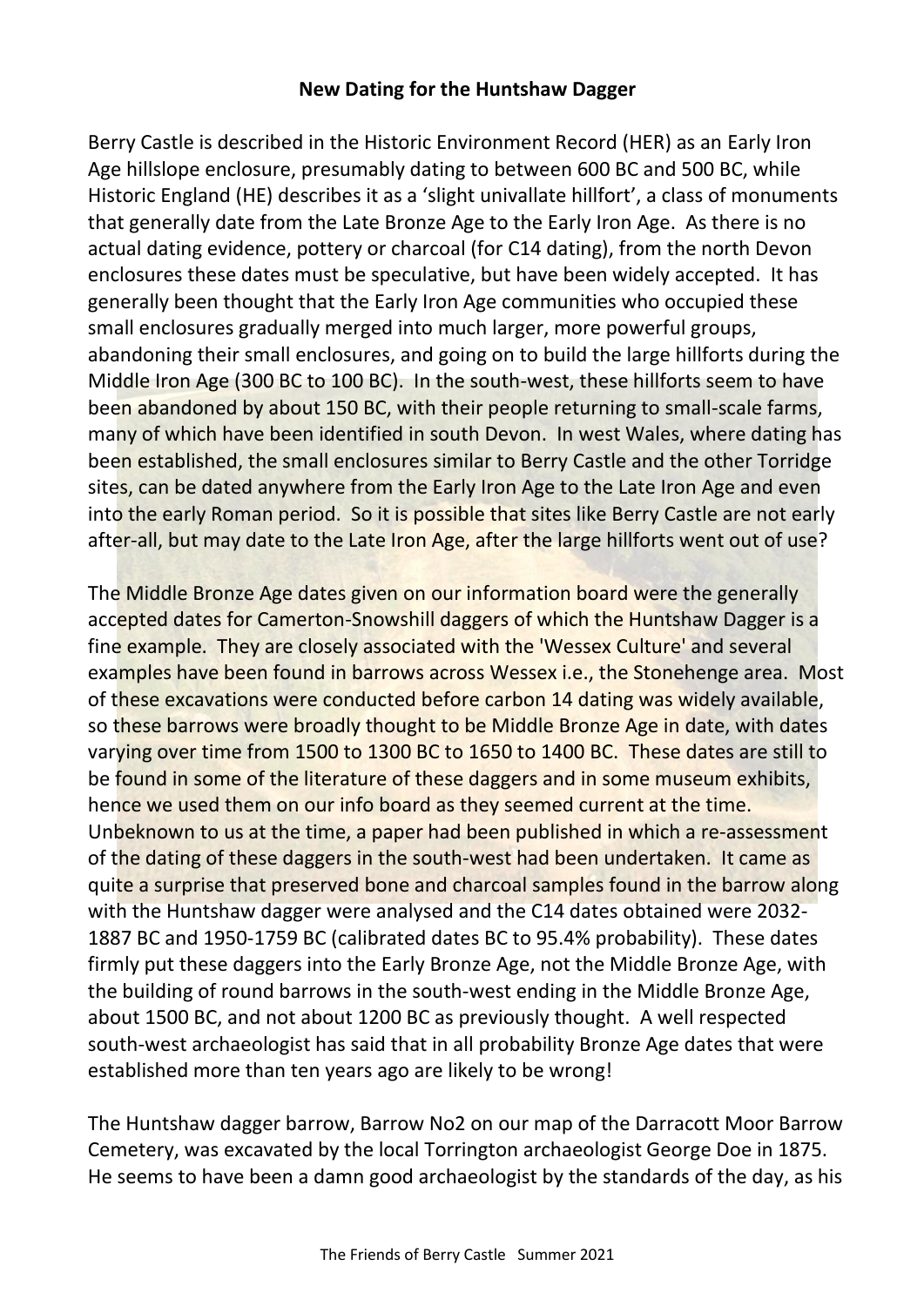**New Dating for the Huntshaw Dagger**

Berry Castle is described in the Historic Environment Record (HER) as an Early Iron Age hillslope enclosure, presumably dating to between 600 BC and 500 BC, while Historic England (HE) describes it as a 'slight univallate hillfort', a class of monuments that generally date from the Late Bronze Age to the Early Iron Age. As there is no actual dating evidence, pottery or charcoal (for C14 dating), from the north Devon enclosures these dates must be speculative, but have been widely accepted. It has generally been thought that the Early Iron Age communities who occupied these small enclosures gradually merged into much larger, more powerful groups, abandoning their small enclosures, and going on to build the large hillforts during the Middle Iron Age (300 BC to 100 BC). In the south-west, these hillforts seem to have been abandoned by about 150 BC, with their people returning to small-scale farms, many of which have been identified in south Devon. In west Wales, where dating has been established, the small enclosures similar to Berry Castle and the other Torridge sites, can be dated anywhere from the Early Iron Age to the Late Iron Age and even into the early Roman period. So it is possible that sites like Berry Castle are not early after-all, but may date to the Late Iron Age, after the large hillforts went out of use?

The Middle Bronze Age dates given on our information board were the generally accepted dates for Camerton-Snowshill daggers of which the Huntshaw Dagger is a fine example. They are closely associated with the 'Wessex Culture' and several examples have been found in barrows across Wessex i.e., the Stonehenge area. Most of these excavations were conducted before carbon 14 dating was widely available, so these barrows were broadly thought to be Middle Bronze Age in date, with dates varying over time from 1500 to 1300 BC to 1650 to 1400 BC. These dates are still to be found in some of the literature of these daggers and in some museum exhibits, hence we used them on our info board as they seemed current at the time. Unbeknown to us at the time, a paper had been published in which a re-assessment of the dating of these daggers in the south-west had been undertaken. It came as quite a surprise that preserved bone and charcoal samples found in the barrow along with the Huntshaw dagger were analysed and the C14 dates obtained were 2032-1887 BC and 1950-1759 BC (calibrated dates BC to 95.4% probability). These dates firmly put these daggers into the Early Bronze Age, not the Middle Bronze Age, with the building of round barrows in the south-west ending in the Middle Bronze Age, about 1500 BC, and not about 1200 BC as previously thought. A well respected south-west archaeologist has said that in all probability Bronze Age dates that were established more than ten years ago are likely to be wrong!

The Huntshaw dagger barrow, Barrow No2 on our map of the Darracott Moor Barrow Cemetery, was excavated by the local Torrington archaeologist George Doe in 1875. He seems to have been a damn good archaeologist by the standards of the day, as his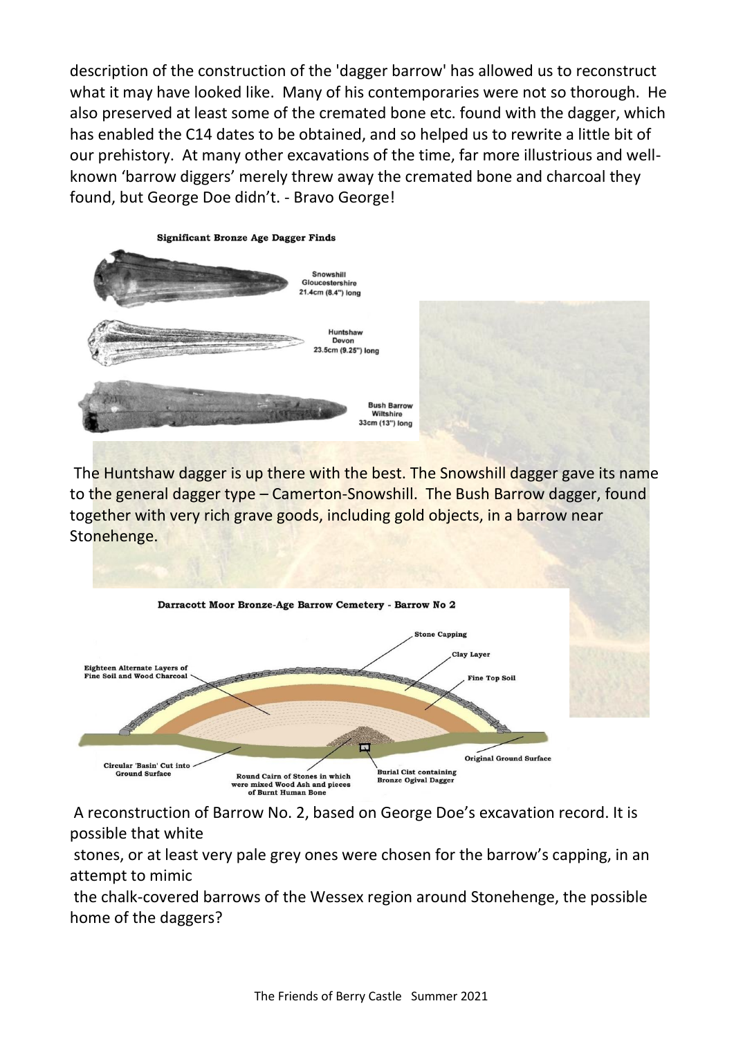description of the construction of the 'dagger barrow' has allowed us to reconstruct what it may have looked like. Many of his contemporaries were not so thorough. He also preserved at least some of the cremated bone etc. found with the dagger, which has enabled the C14 dates to be obtained, and so helped us to rewrite a little bit of our prehistory. At many other excavations of the time, far more illustrious and well-known 'barrow diggers' merely threw away the cremated bone and charcoal they found, but George Doe didn't. - Bravo George!

**Significant Bronze Age Dagger Finds**

Snowshill
Gloucestershire
21.4cm (8.4") long

Huntshaw
Devon
23.5cm (9.25") long

Bush Barrow
Wiltshire
33cm (13") long

The Huntshaw dagger is up there with the best. The Snowshill dagger gave its name to the general dagger type – Camerton-Snowshill. The Bush Barrow dagger, found together with very rich grave goods, including gold objects, in a barrow near Stonehenge.

**Darracott Moor Bronze-Age Barrow Cemetery - Barrow No 2**

Stone Capping
Clay Layer
Fine Top Soil
Eighteen Alternate Layers of Fine Soil and Wood Charcoal
Original Ground Surface
Circular 'Basin' Cut into Ground Surface
Round Cairn of Stones in which were mixed Wood Ash and pieces of Burnt Human Bone
Burial Cist containing Bronze Ogival Dagger

A reconstruction of Barrow No. 2, based on George Doe's excavation record. It is possible that white stones, or at least very pale grey ones were chosen for the barrow's capping, in an attempt to mimic the chalk-covered barrows of the Wessex region around Stonehenge, the possible home of the daggers?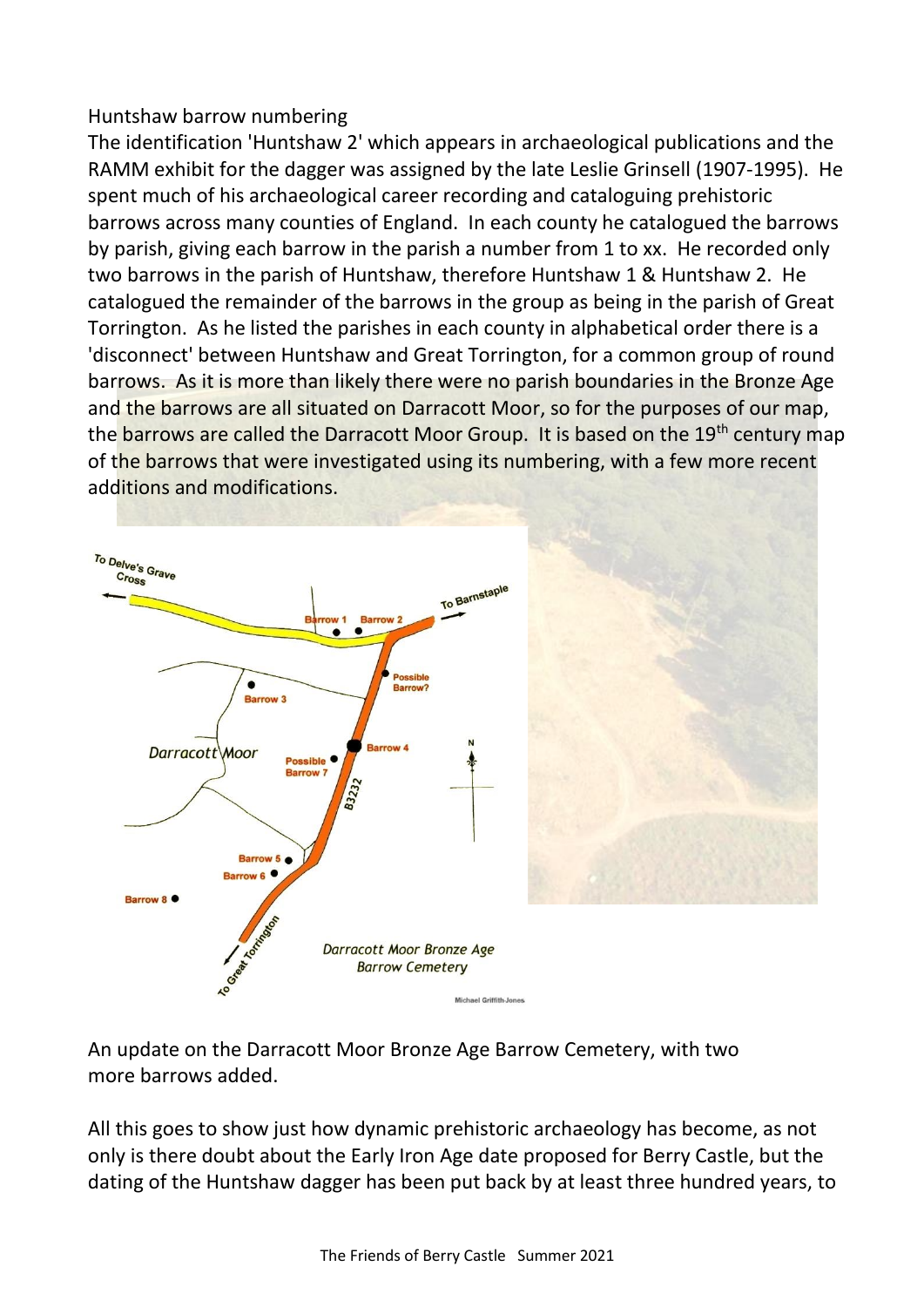Huntshaw barrow numbering

The identification 'Huntshaw 2' which appears in archaeological publications and the RAMM exhibit for the dagger was assigned by the late Leslie Grinsell (1907-1995). He spent much of his archaeological career recording and cataloguing prehistoric barrows across many counties of England. In each county he catalogued the barrows by parish, giving each barrow in the parish a number from 1 to xx. He recorded only two barrows in the parish of Huntshaw, therefore Huntshaw 1 & Huntshaw 2. He catalogued the remainder of the barrows in the group as being in the parish of Great Torrington. As he listed the parishes in each county in alphabetical order there is a 'disconnect' between Huntshaw and Great Torrington, for a common group of round barrows. As it is more than likely there were no parish boundaries in the Bronze Age and the barrows are all situated on Darracott Moor, so for the purposes of our map, the barrows are called the Darracott Moor Group. It is based on the 19th century map of the barrows that were investigated using its numbering, with a few more recent additions and modifications.

An update on the Darracott Moor Bronze Age Barrow Cemetery, with two more barrows added.

All this goes to show just how dynamic prehistoric archaeology has become, as not only is there doubt about the Early Iron Age date proposed for Berry Castle, but the dating of the Huntshaw dagger has been put back by at least three hundred years, to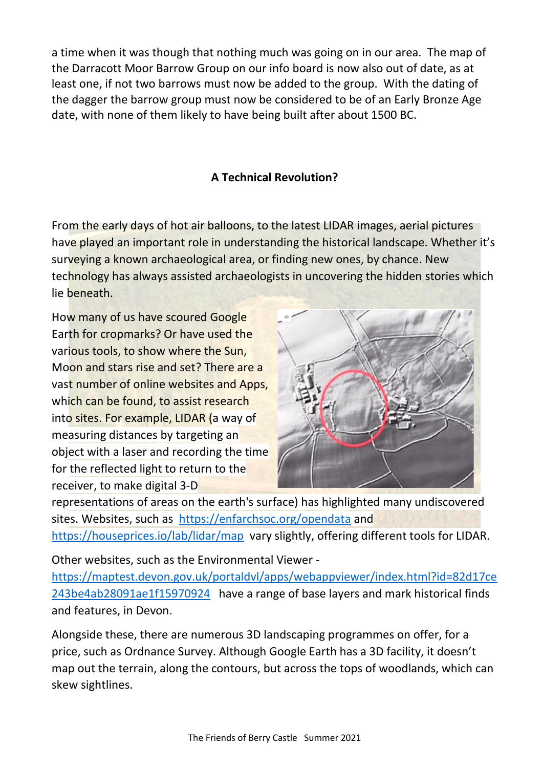a time when it was though that nothing much was going on in our area. The map of the Darracott Moor Barrow Group on our info board is now also out of date, as at least one, if not two barrows must now be added to the group. With the dating of the dagger the barrow group must now be considered to be of an Early Bronze Age date, with none of them likely to have being built after about 1500 BC.

## A Technical Revolution?

From the early days of hot air balloons, to the latest LIDAR images, aerial pictures have played an important role in understanding the historical landscape. Whether it's surveying a known archaeological area, or finding new ones, by chance. New technology has always assisted archaeologists in uncovering the hidden stories which lie beneath.

How many of us have scoured Google Earth for cropmarks? Or have used the various tools, to show where the Sun, Moon and stars rise and set? There are a vast number of online websites and Apps, which can be found, to assist research into sites. For example, LIDAR (a way of measuring distances by targeting an object with a laser and recording the time for the reflected light to return to the receiver, to make digital 3-D representations of areas on the earth's surface) has highlighted many undiscovered sites. Websites, such as https://enfarchsoc.org/opendata and https://houseprices.io/lab/lidar/map vary slightly, offering different tools for LIDAR.

Other websites, such as the Environmental Viewer - https://maptest.devon.gov.uk/portaldvl/apps/webappviewer/index.html?id=82d17ce243be4ab28091ae1f15970924 have a range of base layers and mark historical finds and features, in Devon.

Alongside these, there are numerous 3D landscaping programmes on offer, for a price, such as Ordnance Survey. Although Google Earth has a 3D facility, it doesn't map out the terrain, along the contours, but across the tops of woodlands, which can skew sightlines.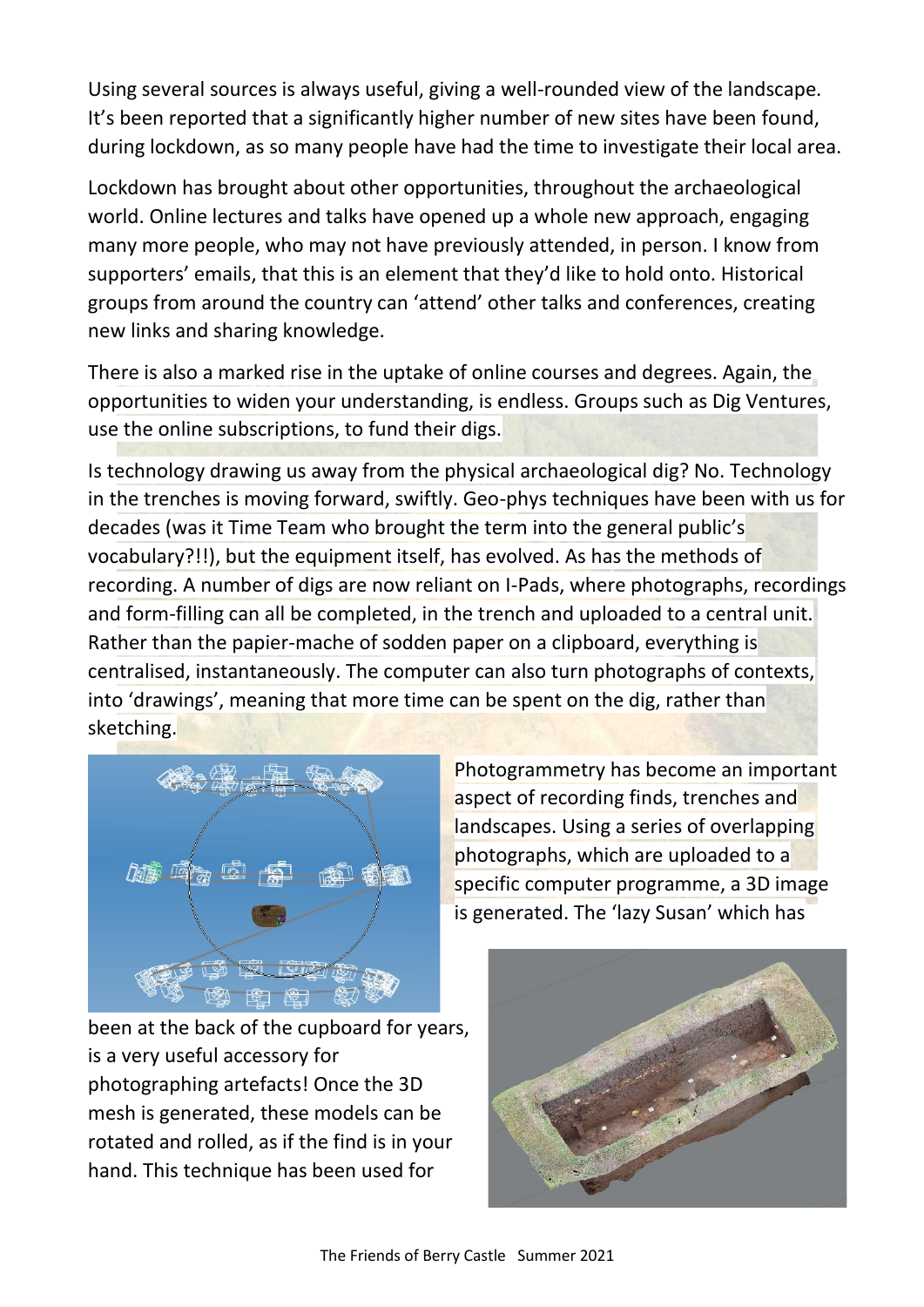Using several sources is always useful, giving a well-rounded view of the landscape. It's been reported that a significantly higher number of new sites have been found, during lockdown, as so many people have had the time to investigate their local area.

Lockdown has brought about other opportunities, throughout the archaeological world. Online lectures and talks have opened up a whole new approach, engaging many more people, who may not have previously attended, in person. I know from supporters' emails, that this is an element that they'd like to hold onto. Historical groups from around the country can 'attend' other talks and conferences, creating new links and sharing knowledge.

There is also a marked rise in the uptake of online courses and degrees. Again, the opportunities to widen your understanding, is endless. Groups such as Dig Ventures, use the online subscriptions, to fund their digs.

Is technology drawing us away from the physical archaeological dig? No. Technology in the trenches is moving forward, swiftly. Geo-phys techniques have been with us for decades (was it Time Team who brought the term into the general public's vocabulary?!!), but the equipment itself, has evolved. As has the methods of recording. A number of digs are now reliant on I-Pads, where photographs, recordings and form-filling can all be completed, in the trench and uploaded to a central unit. Rather than the papier-mache of sodden paper on a clipboard, everything is centralised, instantaneously. The computer can also turn photographs of contexts, into 'drawings', meaning that more time can be spent on the dig, rather than sketching.

Photogrammetry has become an important aspect of recording finds, trenches and landscapes. Using a series of overlapping photographs, which are uploaded to a specific computer programme, a 3D image is generated. The 'lazy Susan' which has been at the back of the cupboard for years, is a very useful accessory for photographing artefacts! Once the 3D mesh is generated, these models can be rotated and rolled, as if the find is in your hand. This technique has been used for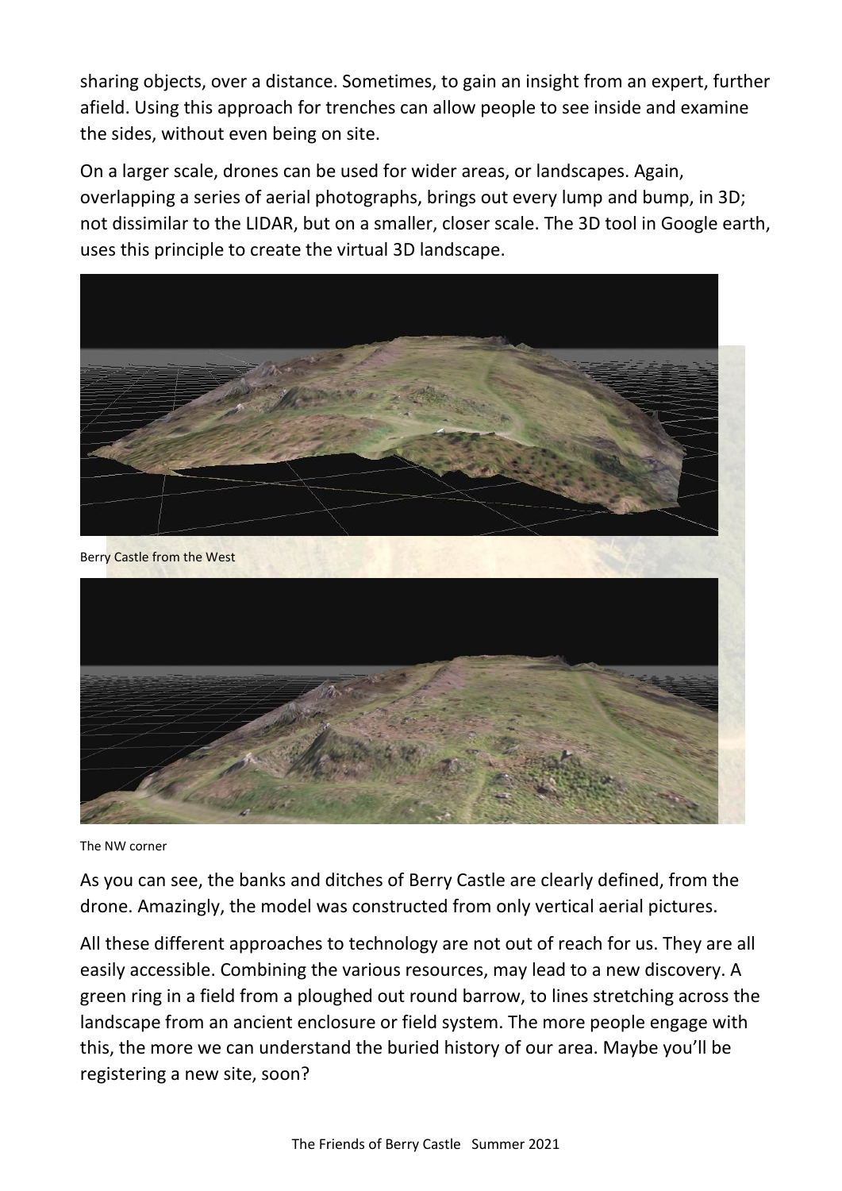sharing objects, over a distance. Sometimes, to gain an insight from an expert, further afield. Using this approach for trenches can allow people to see inside and examine the sides, without even being on site.

On a larger scale, drones can be used for wider areas, or landscapes. Again, overlapping a series of aerial photographs, brings out every lump and bump, in 3D; not dissimilar to the LIDAR, but on a smaller, closer scale. The 3D tool in Google earth, uses this principle to create the virtual 3D landscape.

Berry Castle from the West

The NW corner

As you can see, the banks and ditches of Berry Castle are clearly defined, from the drone. Amazingly, the model was constructed from only vertical aerial pictures.

All these different approaches to technology are not out of reach for us. They are all easily accessible. Combining the various resources, may lead to a new discovery. A green ring in a field from a ploughed out round barrow, to lines stretching across the landscape from an ancient enclosure or field system. The more people engage with this, the more we can understand the buried history of our area. Maybe you'll be registering a new site, soon?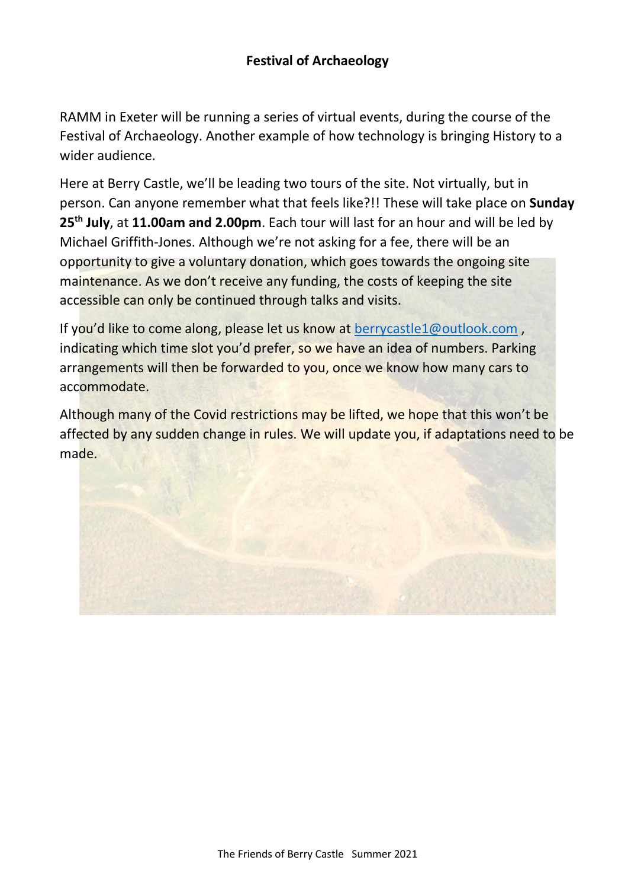## Festival of Archaeology

RAMM in Exeter will be running a series of virtual events, during the course of the Festival of Archaeology. Another example of how technology is bringing History to a wider audience.

Here at Berry Castle, we'll be leading two tours of the site. Not virtually, but in person. Can anyone remember what that feels like?!! These will take place on **Sunday 25th July**, at **11.00am and 2.00pm**. Each tour will last for an hour and will be led by Michael Griffith-Jones. Although we're not asking for a fee, there will be an opportunity to give a voluntary donation, which goes towards the ongoing site maintenance. As we don't receive any funding, the costs of keeping the site accessible can only be continued through talks and visits.

If you'd like to come along, please let us know at berrycastle1@outlook.com , indicating which time slot you'd prefer, so we have an idea of numbers. Parking arrangements will then be forwarded to you, once we know how many cars to accommodate.

Although many of the Covid restrictions may be lifted, we hope that this won't be affected by any sudden change in rules. We will update you, if adaptations need to be made.